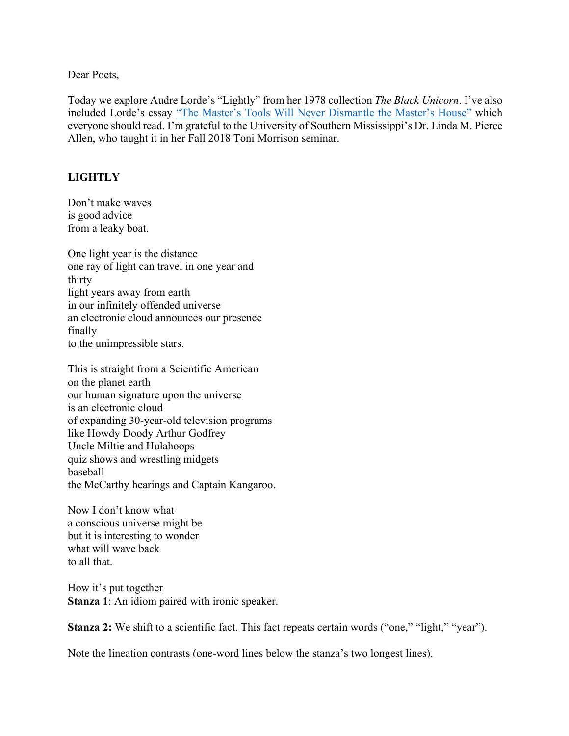Dear Poets,

Today we explore Audre Lorde's "Lightly" from her 1978 collection *The Black Unicorn*. I've also included Lorde's essay ["The Master's Tools Will Never Dismantle the Master's House"]() which everyone should read. I'm grateful to the University of Southern Mississippi's Dr. Linda M. Pierce Allen, who taught it in her Fall 2018 Toni Morrison seminar.

**LIGHTLY**

Don't make waves  
is good advice  
from a leaky boat.

One light year is the distance  
one ray of light can travel in one year and  
thirty  
light years away from earth  
in our infinitely offended universe  
an electronic cloud announces our presence  
finally  
to the unimpressible stars.

This is straight from a Scientific American  
on the planet earth  
our human signature upon the universe  
is an electronic cloud  
of expanding 30-year-old television programs  
like Howdy Doody Arthur Godfrey  
Uncle Miltie and Hulahoops  
quiz shows and wrestling midgets  
baseball  
the McCarthy hearings and Captain Kangaroo.

Now I don't know what  
a conscious universe might be  
but it is interesting to wonder  
what will wave back  
to all that.

<u>How it's put together</u>

**Stanza 1**: An idiom paired with ironic speaker.

**Stanza 2:** We shift to a scientific fact. This fact repeats certain words ("one," "light," "year").

Note the lineation contrasts (one-word lines below the stanza's two longest lines).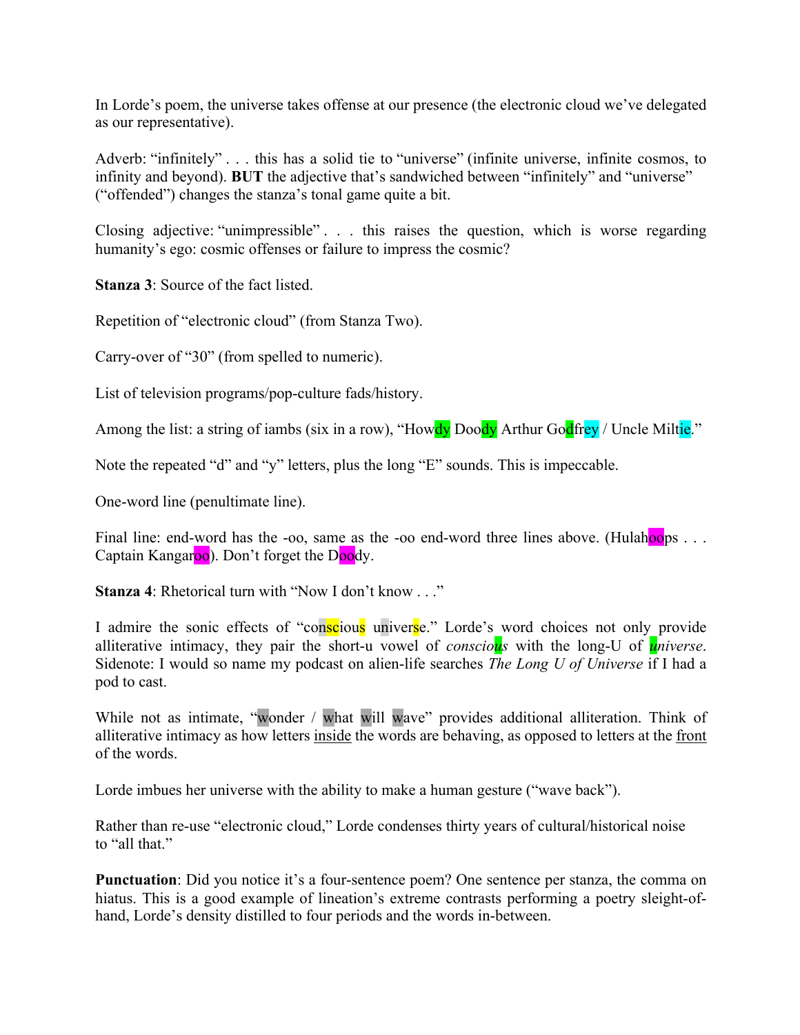In Lorde's poem, the universe takes offense at our presence (the electronic cloud we've delegated as our representative).

Adverb: "infinitely" . . . this has a solid tie to "universe" (infinite universe, infinite cosmos, to infinity and beyond). **BUT** the adjective that's sandwiched between "infinitely" and "universe" ("offended") changes the stanza's tonal game quite a bit.

Closing adjective: "unimpressible" . . . this raises the question, which is worse regarding humanity's ego: cosmic offenses or failure to impress the cosmic?

**Stanza 3**: Source of the fact listed.

Repetition of "electronic cloud" (from Stanza Two).

Carry-over of "30" (from spelled to numeric).

List of television programs/pop-culture fads/history.

Among the list: a string of iambs (six in a row), "Howdy Doody Arthur Godfrey / Uncle Miltie."

Note the repeated "d" and "y" letters, plus the long "E" sounds. This is impeccable.

One-word line (penultimate line).

Final line: end-word has the -oo, same as the -oo end-word three lines above. (Hulahoops . . . Captain Kangaroo). Don't forget the Doody.

**Stanza 4**: Rhetorical turn with "Now I don't know . . ."

I admire the sonic effects of "conscious universe." Lorde's word choices not only provide alliterative intimacy, they pair the short-u vowel of *conscious* with the long-U of *universe*. Sidenote: I would so name my podcast on alien-life searches *The Long U of Universe* if I had a pod to cast.

While not as intimate, "wonder / what will wave" provides additional alliteration. Think of alliterative intimacy as how letters inside the words are behaving, as opposed to letters at the front of the words.

Lorde imbues her universe with the ability to make a human gesture ("wave back").

Rather than re-use "electronic cloud," Lorde condenses thirty years of cultural/historical noise to "all that."

**Punctuation**: Did you notice it's a four-sentence poem? One sentence per stanza, the comma on hiatus. This is a good example of lineation's extreme contrasts performing a poetry sleight-of-hand, Lorde's density distilled to four periods and the words in-between.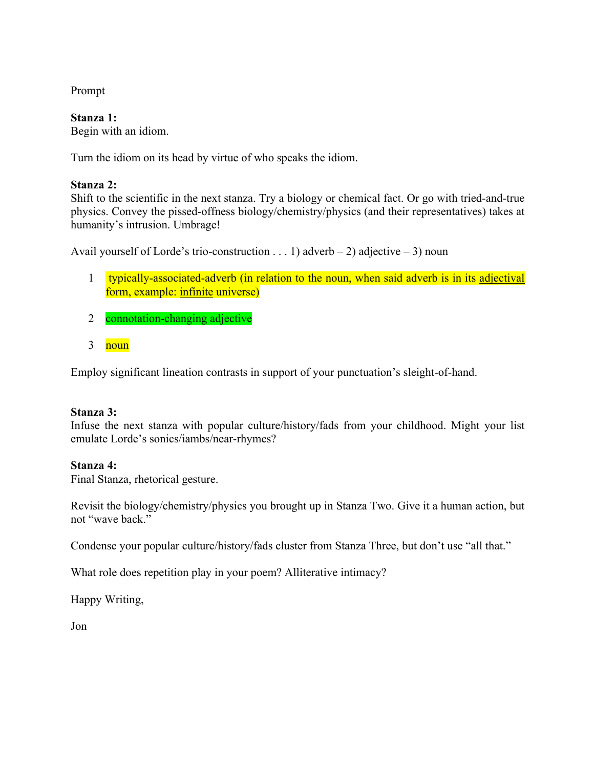<u>Prompt</u>

**Stanza 1:**
Begin with an idiom.

Turn the idiom on its head by virtue of who speaks the idiom.

**Stanza 2:**
Shift to the scientific in the next stanza. Try a biology or chemical fact. Or go with tried-and-true physics. Convey the pissed-offness biology/chemistry/physics (and their representatives) takes at humanity's intrusion. Umbrage!

Avail yourself of Lorde's trio-construction . . . 1) adverb – 2) adjective – 3) noun

1. typically-associated-adverb (in relation to the noun, when said adverb is in its <u>adjectival</u> form, example: <u>infinite</u> universe)

2. connotation-changing adjective

3. noun

Employ significant lineation contrasts in support of your punctuation's sleight-of-hand.

**Stanza 3:**
Infuse the next stanza with popular culture/history/fads from your childhood. Might your list emulate Lorde's sonics/iambs/near-rhymes?

**Stanza 4:**
Final Stanza, rhetorical gesture.

Revisit the biology/chemistry/physics you brought up in Stanza Two. Give it a human action, but not "wave back."

Condense your popular culture/history/fads cluster from Stanza Three, but don't use "all that."

What role does repetition play in your poem? Alliterative intimacy?

Happy Writing,

Jon